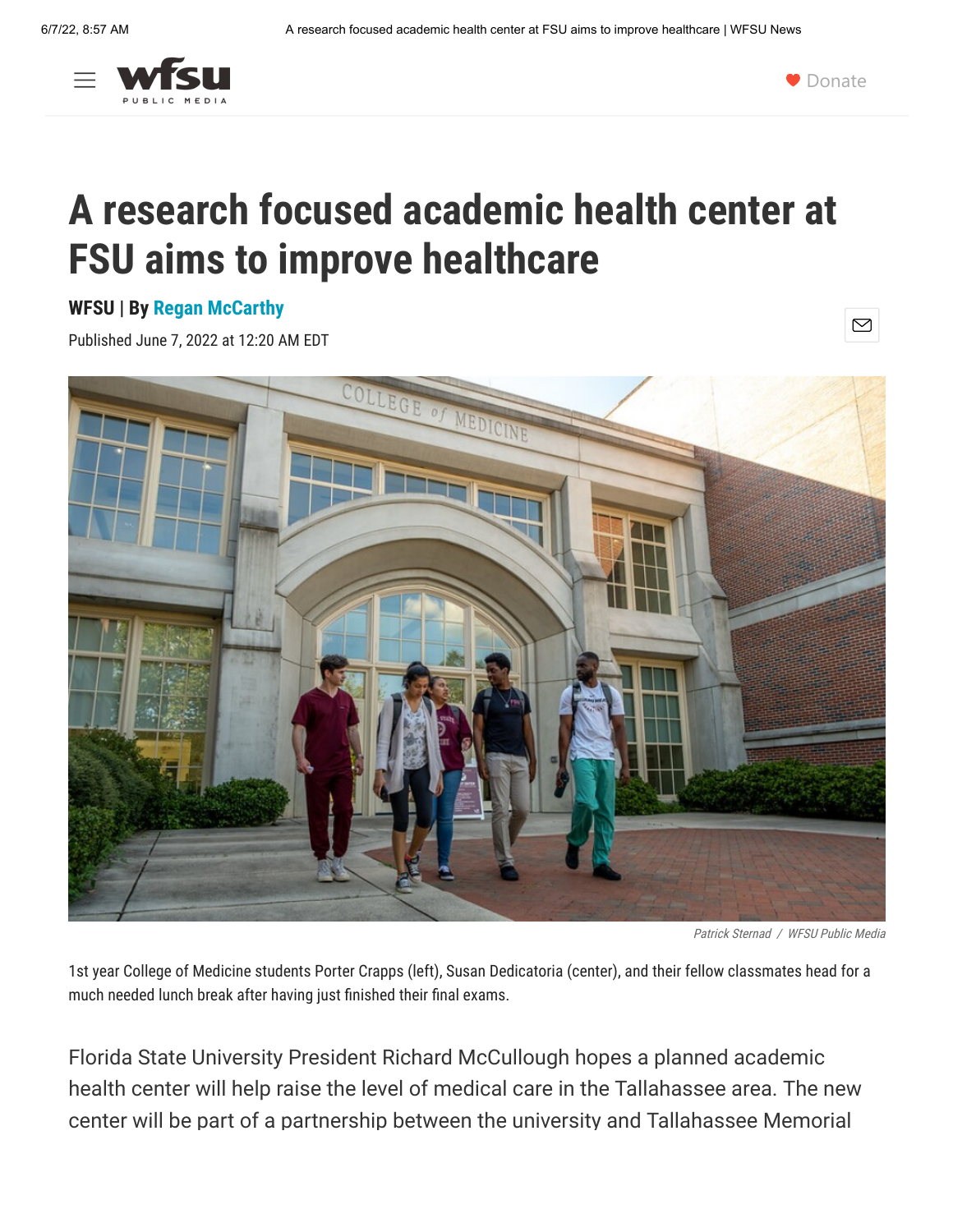# A research focused academic health center at FSU aims to improve healthcare

**WFSU | By Regan McCarthy**

Published June 7, 2022 at 12:20 AM EDT

*Patrick Sternad / WFSU Public Media*

1st year College of Medicine students Porter Crapps (left), Susan Dedicatoria (center), and their fellow classmates head for a much needed lunch break after having just finished their final exams.

Florida State University President Richard McCullough hopes a planned academic health center will help raise the level of medical care in the Tallahassee area. The new center will be part of a partnership between the university and Tallahassee Memorial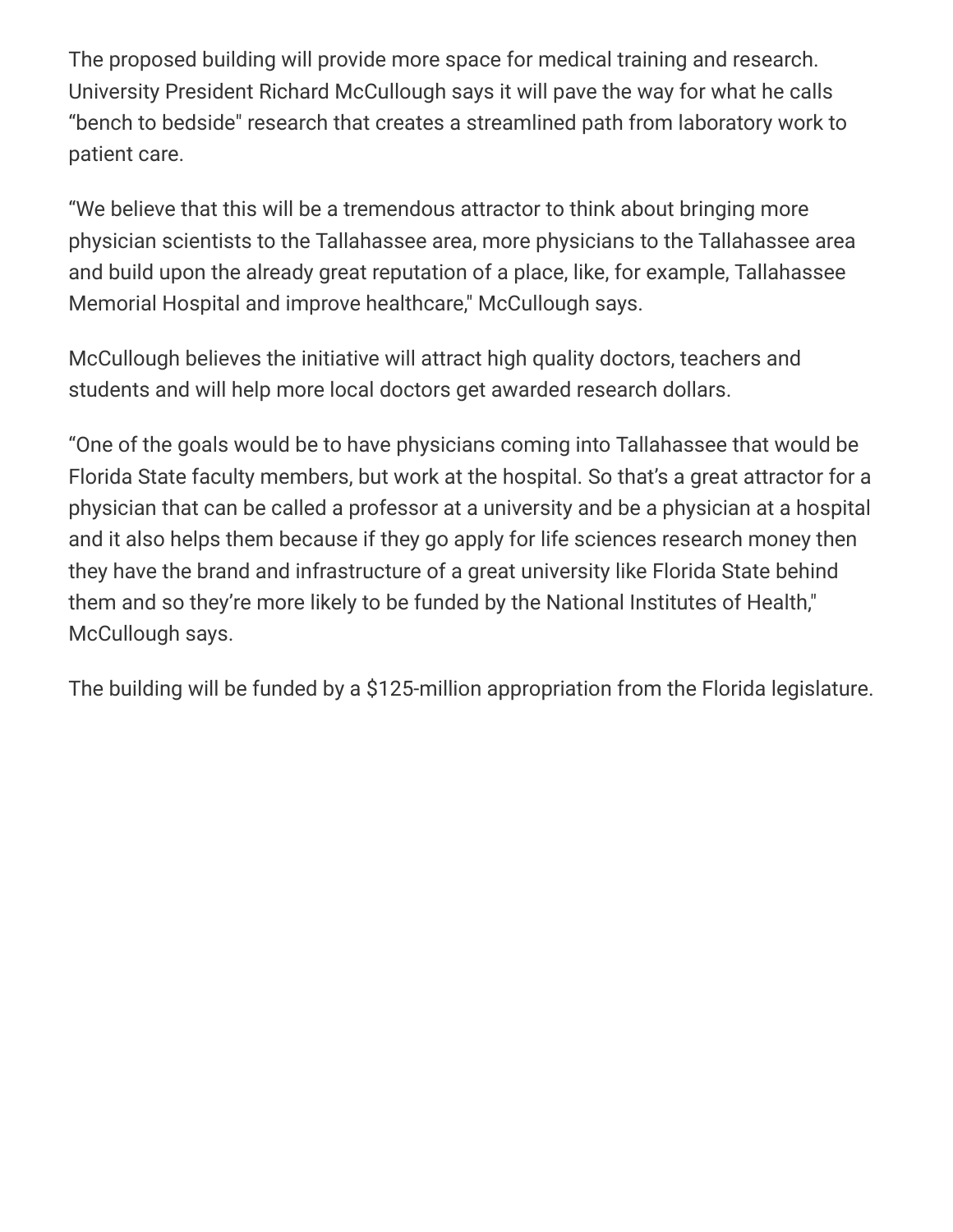The proposed building will provide more space for medical training and research. University President Richard McCullough says it will pave the way for what he calls "bench to bedside" research that creates a streamlined path from laboratory work to patient care.

"We believe that this will be a tremendous attractor to think about bringing more physician scientists to the Tallahassee area, more physicians to the Tallahassee area and build upon the already great reputation of a place, like, for example, Tallahassee Memorial Hospital and improve healthcare," McCullough says.

McCullough believes the initiative will attract high quality doctors, teachers and students and will help more local doctors get awarded research dollars.

"One of the goals would be to have physicians coming into Tallahassee that would be Florida State faculty members, but work at the hospital. So that's a great attractor for a physician that can be called a professor at a university and be a physician at a hospital and it also helps them because if they go apply for life sciences research money then they have the brand and infrastructure of a great university like Florida State behind them and so they're more likely to be funded by the National Institutes of Health," McCullough says.

The building will be funded by a $125-million appropriation from the Florida legislature.